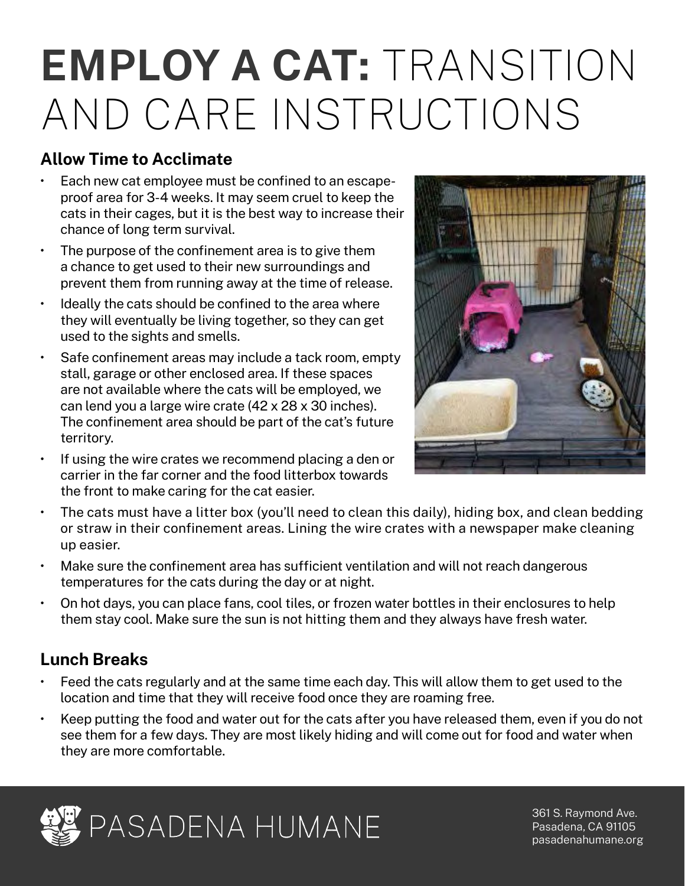# **EMPLOY A CAT:** TRANSITION AND CARE INSTRUCTIONS

## Allow Time to Acclimate

- Each new cat employee must be confined to an escape-proof area for 3-4 weeks. It may seem cruel to keep the cats in their cages, but it is the best way to increase their chance of long term survival.
- The purpose of the confinement area is to give them a chance to get used to their new surroundings and prevent them from running away at the time of release.
- Ideally the cats should be confined to the area where they will eventually be living together, so they can get used to the sights and smells.
- Safe confinement areas may include a tack room, empty stall, garage or other enclosed area. If these spaces are not available where the cats will be employed, we can lend you a large wire crate (42 x 28 x 30 inches). The confinement area should be part of the cat's future territory.
- If using the wire crates we recommend placing a den or carrier in the far corner and the food litterbox towards the front to make caring for the cat easier.
- The cats must have a litter box (you'll need to clean this daily), hiding box, and clean bedding or straw in their confinement areas. Lining the wire crates with a newspaper make cleaning up easier.
- Make sure the confinement area has sufficient ventilation and will not reach dangerous temperatures for the cats during the day or at night.
- On hot days, you can place fans, cool tiles, or frozen water bottles in their enclosures to help them stay cool. Make sure the sun is not hitting them and they always have fresh water.

## Lunch Breaks

- Feed the cats regularly and at the same time each day. This will allow them to get used to the location and time that they will receive food once they are roaming free.
- Keep putting the food and water out for the cats after you have released them, even if you do not see them for a few days. They are most likely hiding and will come out for food and water when they are more comfortable.

PASADENA HUMANE

361 S. Raymond Ave.
Pasadena, CA 91105
pasadenahumane.org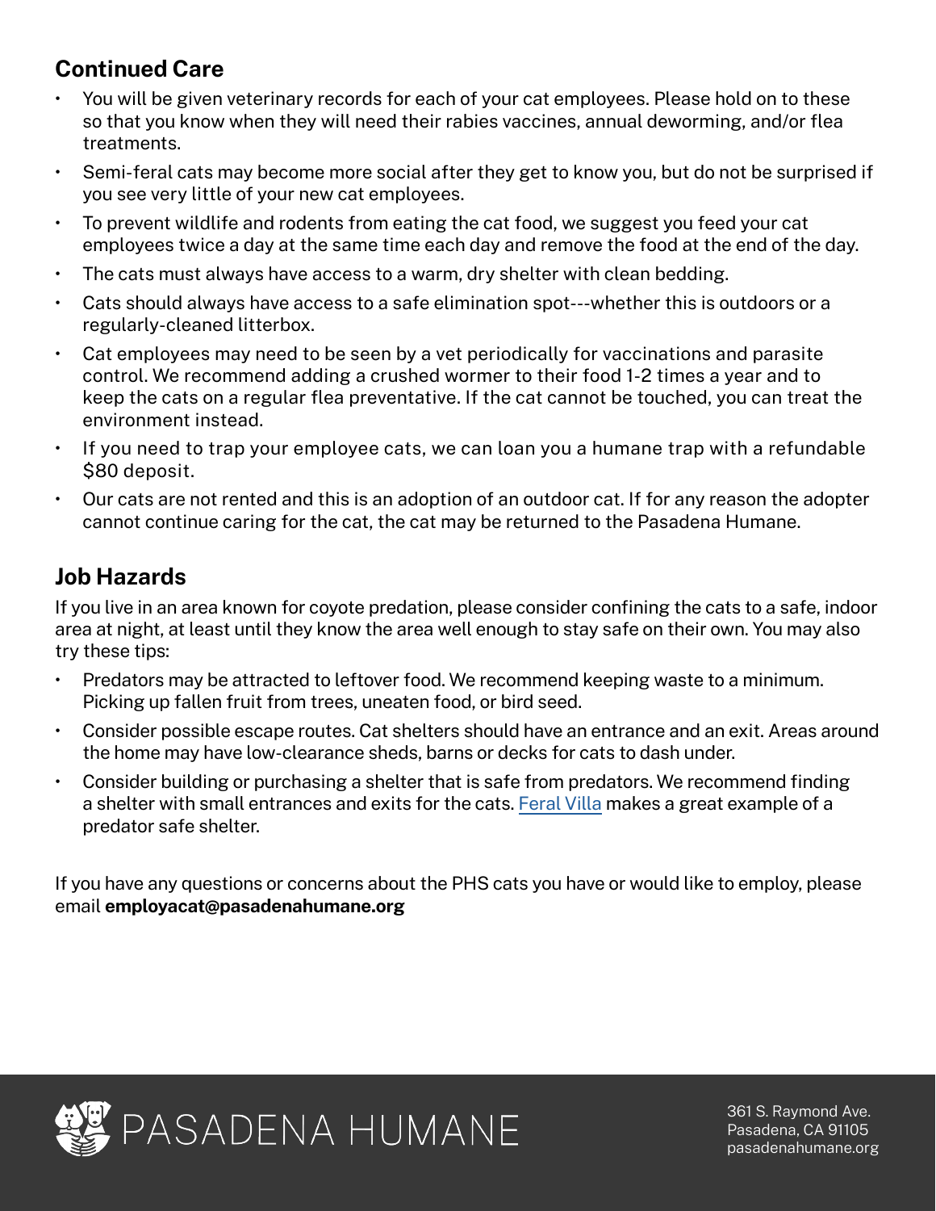## Continued Care

- You will be given veterinary records for each of your cat employees. Please hold on to these so that you know when they will need their rabies vaccines, annual deworming, and/or flea treatments.
- Semi-feral cats may become more social after they get to know you, but do not be surprised if you see very little of your new cat employees.
- To prevent wildlife and rodents from eating the cat food, we suggest you feed your cat employees twice a day at the same time each day and remove the food at the end of the day.
- The cats must always have access to a warm, dry shelter with clean bedding.
- Cats should always have access to a safe elimination spot---whether this is outdoors or a regularly-cleaned litterbox.
- Cat employees may need to be seen by a vet periodically for vaccinations and parasite control. We recommend adding a crushed wormer to their food 1-2 times a year and to keep the cats on a regular flea preventative. If the cat cannot be touched, you can treat the environment instead.
- If you need to trap your employee cats, we can loan you a humane trap with a refundable $80 deposit.
- Our cats are not rented and this is an adoption of an outdoor cat. If for any reason the adopter cannot continue caring for the cat, the cat may be returned to the Pasadena Humane.

## Job Hazards

If you live in an area known for coyote predation, please consider confining the cats to a safe, indoor area at night, at least until they know the area well enough to stay safe on their own. You may also try these tips:

- Predators may be attracted to leftover food. We recommend keeping waste to a minimum. Picking up fallen fruit from trees, uneaten food, or bird seed.
- Consider possible escape routes. Cat shelters should have an entrance and an exit. Areas around the home may have low-clearance sheds, barns or decks for cats to dash under.
- Consider building or purchasing a shelter that is safe from predators. We recommend finding a shelter with small entrances and exits for the cats. Feral Villa makes a great example of a predator safe shelter.

If you have any questions or concerns about the PHS cats you have or would like to employ, please email **employacat@pasadenahumane.org**

PASADENA HUMANE

361 S. Raymond Ave.
Pasadena, CA 91105
pasadenahumane.org